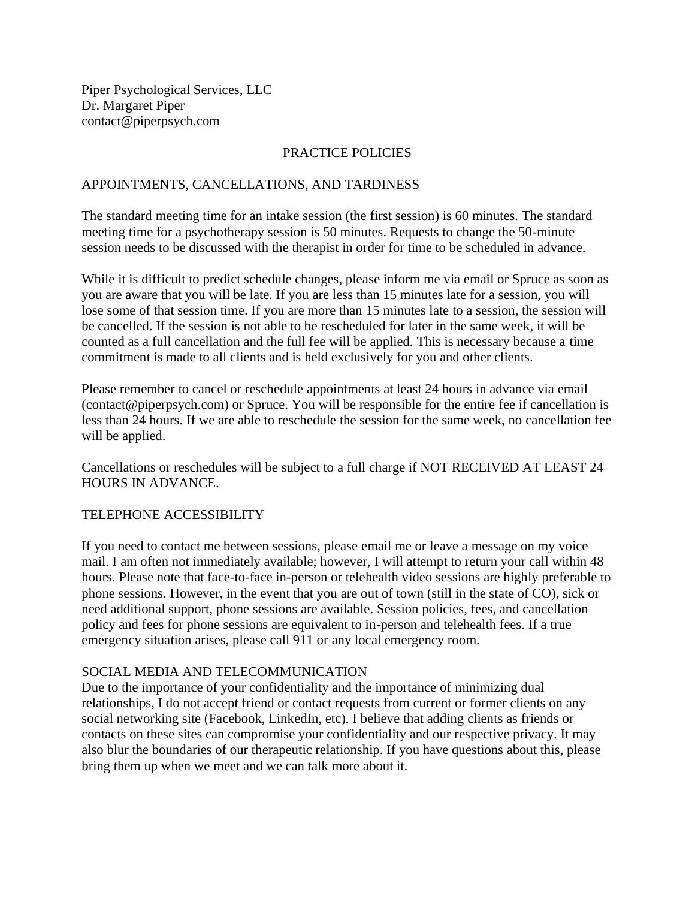Piper Psychological Services, LLC
Dr. Margaret Piper
contact@piperpsych.com

# PRACTICE POLICIES

## APPOINTMENTS, CANCELLATIONS, AND TARDINESS

The standard meeting time for an intake session (the first session) is 60 minutes. The standard meeting time for a psychotherapy session is 50 minutes. Requests to change the 50-minute session needs to be discussed with the therapist in order for time to be scheduled in advance.

While it is difficult to predict schedule changes, please inform me via email or Spruce as soon as you are aware that you will be late. If you are less than 15 minutes late for a session, you will lose some of that session time. If you are more than 15 minutes late to a session, the session will be cancelled. If the session is not able to be rescheduled for later in the same week, it will be counted as a full cancellation and the full fee will be applied. This is necessary because a time commitment is made to all clients and is held exclusively for you and other clients.

Please remember to cancel or reschedule appointments at least 24 hours in advance via email (contact@piperpsych.com) or Spruce. You will be responsible for the entire fee if cancellation is less than 24 hours. If we are able to reschedule the session for the same week, no cancellation fee will be applied.

Cancellations or reschedules will be subject to a full charge if NOT RECEIVED AT LEAST 24 HOURS IN ADVANCE.

## TELEPHONE ACCESSIBILITY

If you need to contact me between sessions, please email me or leave a message on my voice mail. I am often not immediately available; however, I will attempt to return your call within 48 hours. Please note that face-to-face in-person or telehealth video sessions are highly preferable to phone sessions. However, in the event that you are out of town (still in the state of CO), sick or need additional support, phone sessions are available. Session policies, fees, and cancellation policy and fees for phone sessions are equivalent to in-person and telehealth fees. If a true emergency situation arises, please call 911 or any local emergency room.

## SOCIAL MEDIA AND TELECOMMUNICATION

Due to the importance of your confidentiality and the importance of minimizing dual relationships, I do not accept friend or contact requests from current or former clients on any social networking site (Facebook, LinkedIn, etc). I believe that adding clients as friends or contacts on these sites can compromise your confidentiality and our respective privacy. It may also blur the boundaries of our therapeutic relationship. If you have questions about this, please bring them up when we meet and we can talk more about it.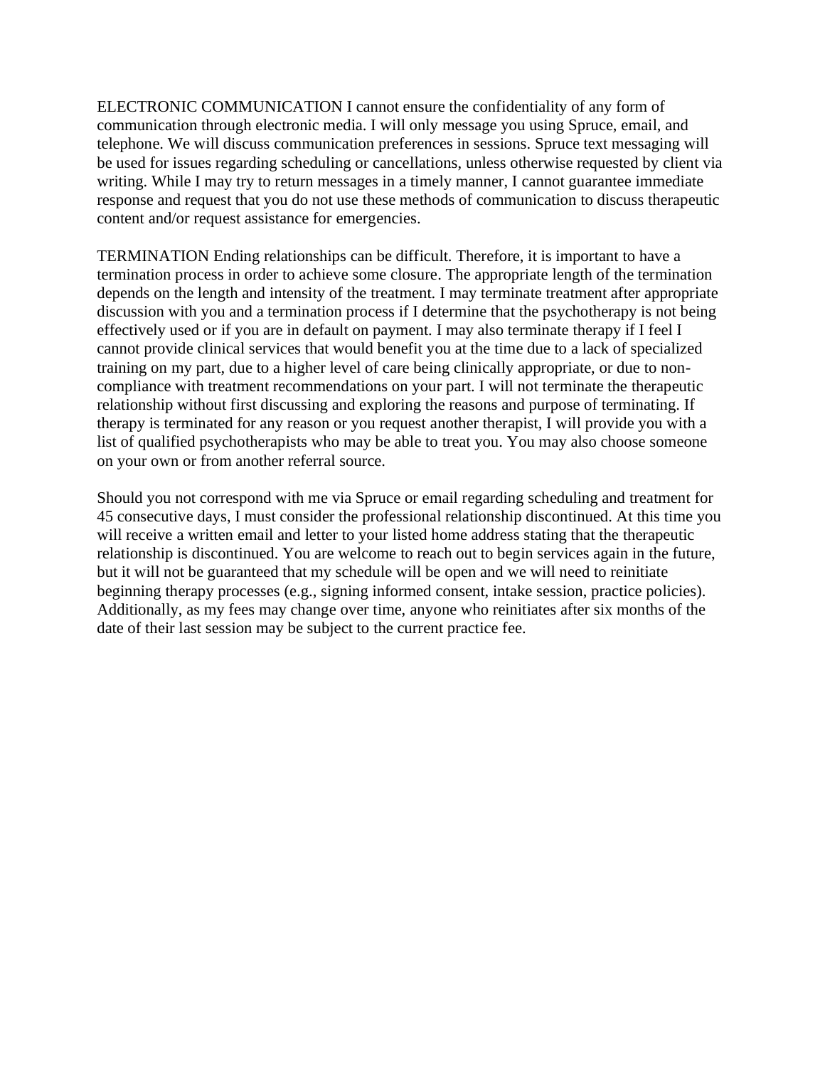ELECTRONIC COMMUNICATION I cannot ensure the confidentiality of any form of communication through electronic media. I will only message you using Spruce, email, and telephone. We will discuss communication preferences in sessions. Spruce text messaging will be used for issues regarding scheduling or cancellations, unless otherwise requested by client via writing. While I may try to return messages in a timely manner, I cannot guarantee immediate response and request that you do not use these methods of communication to discuss therapeutic content and/or request assistance for emergencies.

TERMINATION Ending relationships can be difficult. Therefore, it is important to have a termination process in order to achieve some closure. The appropriate length of the termination depends on the length and intensity of the treatment. I may terminate treatment after appropriate discussion with you and a termination process if I determine that the psychotherapy is not being effectively used or if you are in default on payment. I may also terminate therapy if I feel I cannot provide clinical services that would benefit you at the time due to a lack of specialized training on my part, due to a higher level of care being clinically appropriate, or due to non-compliance with treatment recommendations on your part. I will not terminate the therapeutic relationship without first discussing and exploring the reasons and purpose of terminating. If therapy is terminated for any reason or you request another therapist, I will provide you with a list of qualified psychotherapists who may be able to treat you. You may also choose someone on your own or from another referral source.

Should you not correspond with me via Spruce or email regarding scheduling and treatment for 45 consecutive days, I must consider the professional relationship discontinued. At this time you will receive a written email and letter to your listed home address stating that the therapeutic relationship is discontinued. You are welcome to reach out to begin services again in the future, but it will not be guaranteed that my schedule will be open and we will need to reinitiate beginning therapy processes (e.g., signing informed consent, intake session, practice policies). Additionally, as my fees may change over time, anyone who reinitiates after six months of the date of their last session may be subject to the current practice fee.